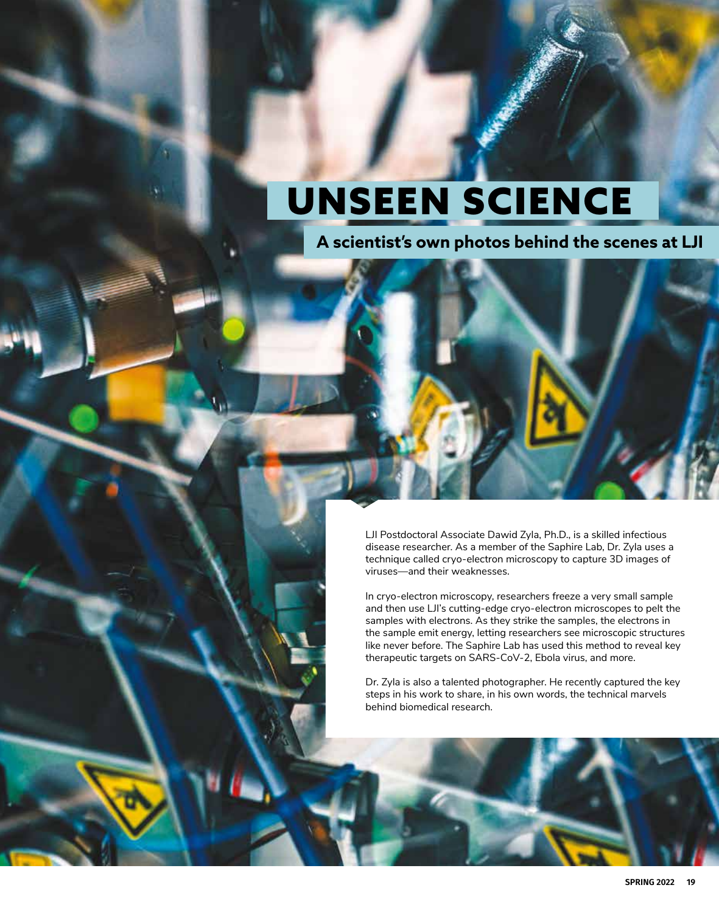# UNSEEN SCIENCE

## A scientist's own photos behind the scenes at LJI

LJI Postdoctoral Associate Dawid Zyla, Ph.D., is a skilled infectious disease researcher. As a member of the Saphire Lab, Dr. Zyla uses a technique called cryo-electron microscopy to capture 3D images of viruses—and their weaknesses.

In cryo-electron microscopy, researchers freeze a very small sample and then use LJI's cutting-edge cryo-electron microscopes to pelt the samples with electrons. As they strike the samples, the electrons in the sample emit energy, letting researchers see microscopic structures like never before. The Saphire Lab has used this method to reveal key therapeutic targets on SARS-CoV-2, Ebola virus, and more.

Dr. Zyla is also a talented photographer. He recently captured the key steps in his work to share, in his own words, the technical marvels behind biomedical research.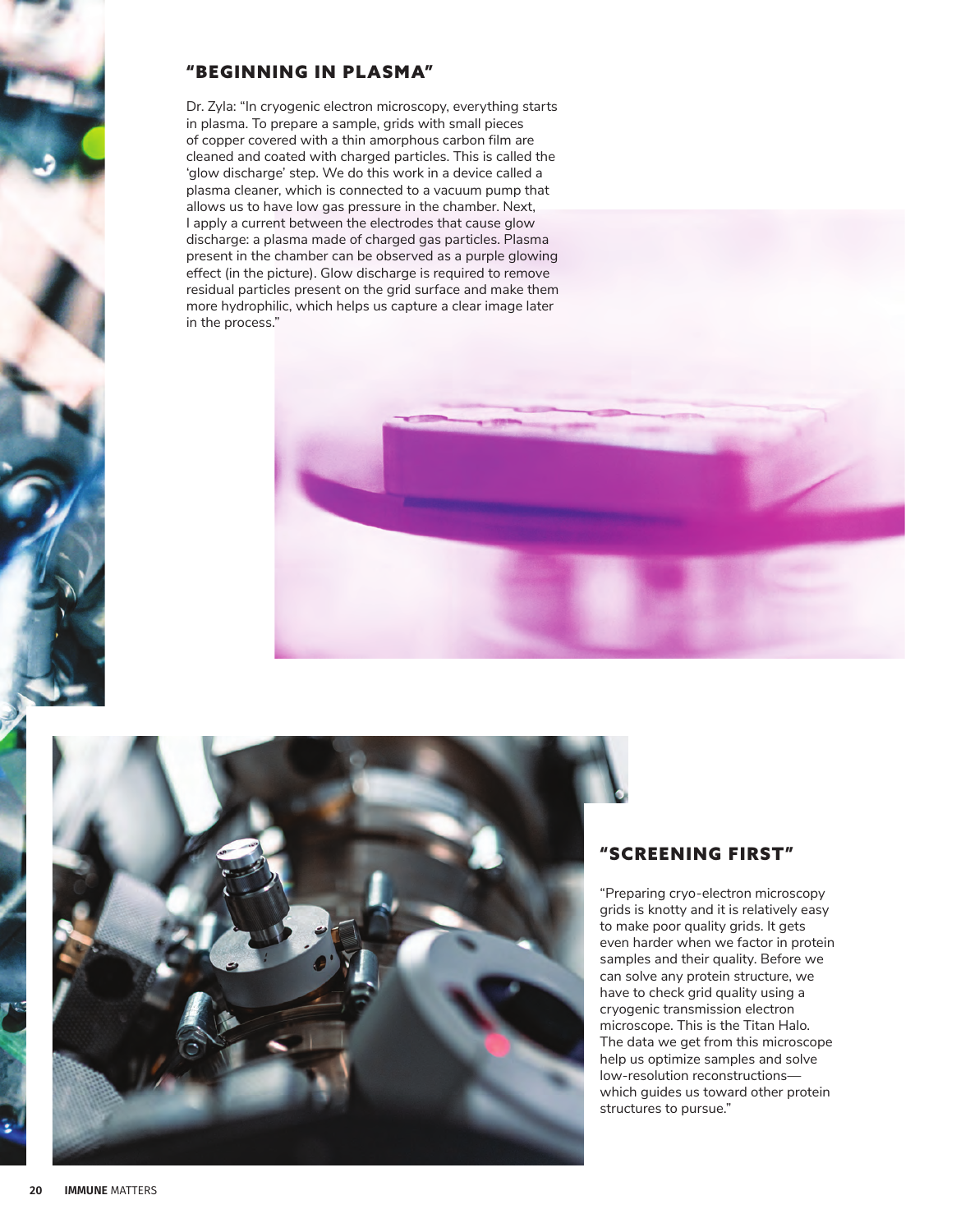## "BEGINNING IN PLASMA"

Dr. Zyla: "In cryogenic electron microscopy, everything starts in plasma. To prepare a sample, grids with small pieces of copper covered with a thin amorphous carbon film are cleaned and coated with charged particles. This is called the 'glow discharge' step. We do this work in a device called a plasma cleaner, which is connected to a vacuum pump that allows us to have low gas pressure in the chamber. Next, I apply a current between the electrodes that cause glow discharge: a plasma made of charged gas particles. Plasma present in the chamber can be observed as a purple glowing effect (in the picture). Glow discharge is required to remove residual particles present on the grid surface and make them more hydrophilic, which helps us capture a clear image later in the process."

## "SCREENING FIRST"

"Preparing cryo-electron microscopy grids is knotty and it is relatively easy to make poor quality grids. It gets even harder when we factor in protein samples and their quality. Before we can solve any protein structure, we have to check grid quality using a cryogenic transmission electron microscope. This is the Titan Halo. The data we get from this microscope help us optimize samples and solve low-resolution reconstructions—which guides us toward other protein structures to pursue."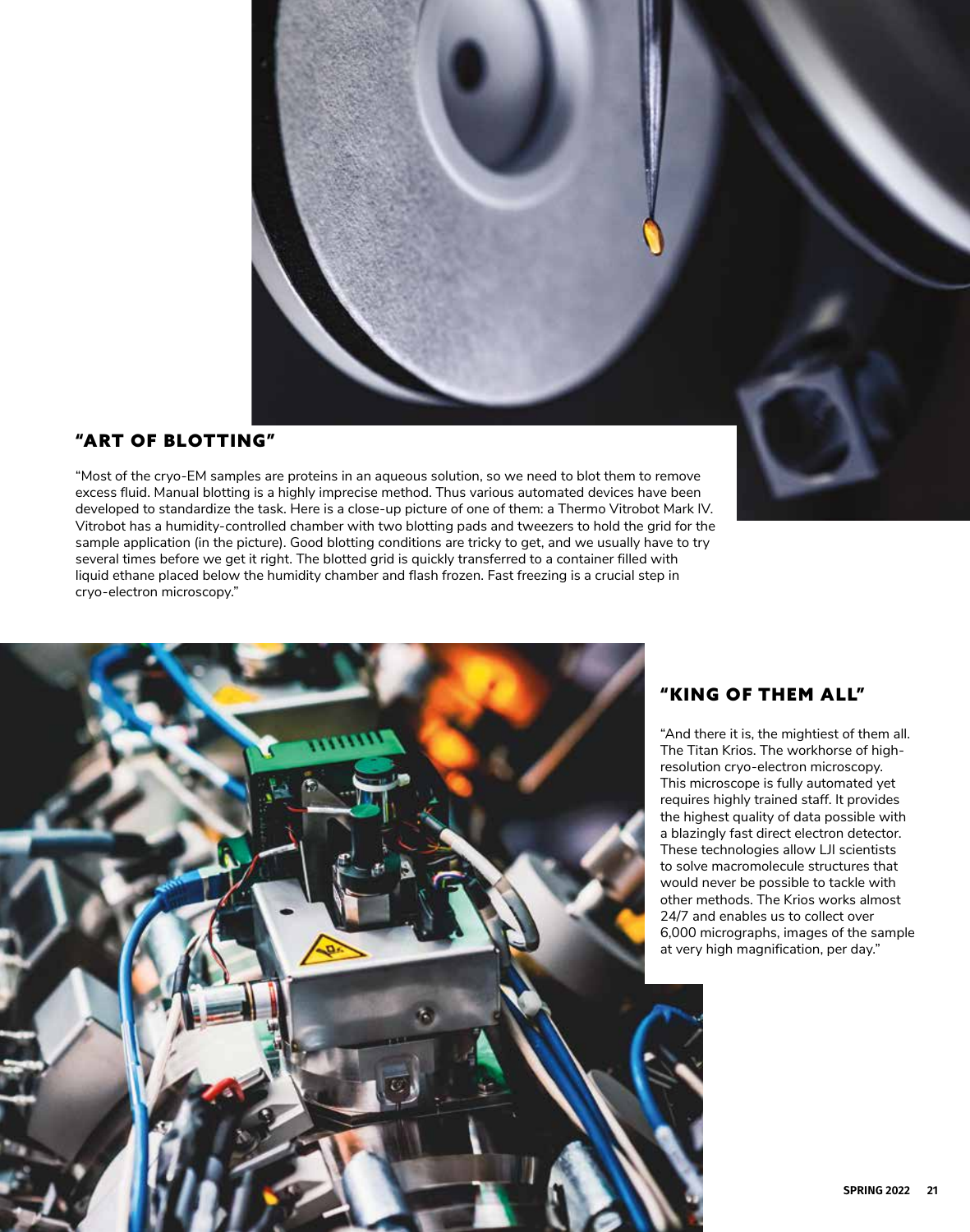## "ART OF BLOTTING"

"Most of the cryo-EM samples are proteins in an aqueous solution, so we need to blot them to remove excess fluid. Manual blotting is a highly imprecise method. Thus various automated devices have been developed to standardize the task. Here is a close-up picture of one of them: a Thermo Vitrobot Mark IV. Vitrobot has a humidity-controlled chamber with two blotting pads and tweezers to hold the grid for the sample application (in the picture). Good blotting conditions are tricky to get, and we usually have to try several times before we get it right. The blotted grid is quickly transferred to a container filled with liquid ethane placed below the humidity chamber and flash frozen. Fast freezing is a crucial step in cryo-electron microscopy."

## "KING OF THEM ALL"

"And there it is, the mightiest of them all. The Titan Krios. The workhorse of high-resolution cryo-electron microscopy. This microscope is fully automated yet requires highly trained staff. It provides the highest quality of data possible with a blazingly fast direct electron detector. These technologies allow LJI scientists to solve macromolecule structures that would never be possible to tackle with other methods. The Krios works almost 24/7 and enables us to collect over 6,000 micrographs, images of the sample at very high magnification, per day."